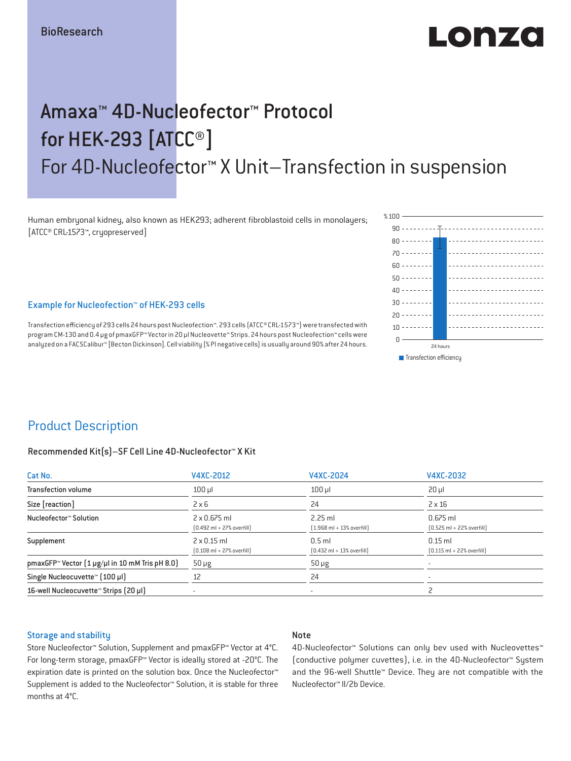BioResearch

Lonza

# Amaxa™ 4D-Nucleofector™ Protocol for HEK-293 [ATCC®]

## For 4D-Nucleofector™ X Unit–Transfection in suspension

Human embryonal kidney, also known as HEK293; adherent fibroblastoid cells in monolayers; [ATCC® CRL-1573™, cryopreserved]

% 100
90
80
70
60
50
40
30
20
10
0
24 hours
Transfection efficiency

### Example for Nucleofection™ of HEK-293 cells

Transfection efficiency of 293 cells 24 hours post Nucleofection™. 293 cells (ATCC® CRL-1573™) were transfected with program CM-130 and 0.4 µg of pmaxGFP™ Vector in 20 µl Nucleovette™ Strips. 24 hours post Nucleofection™ cells were analyzed on a FACSCalibur™ [Becton Dickinson]. Cell viability (% PI negative cells) is usually around 90% after 24 hours.

## Product Description

### Recommended Kit(s)–SF Cell Line 4D-Nucleofector™ X Kit

| Cat No. | V4XC-2012 | V4XC-2024 | V4XC-2032 |
|---|---|---|---|
| Transfection volume | 100 µl | 100 µl | 20 µl |
| Size [reaction] | 2 x 6 | 24 | 2 x 16 |
| Nucleofector™ Solution | 2 x 0.675 ml (0.492 ml + 27% overfill) | 2.25 ml (1.968 ml + 13% overfill) | 0.675 ml (0.525 ml + 22% overfill) |
| Supplement | 2 x 0.15 ml (0.108 ml + 27% overfill) | 0.5 ml (0.432 ml + 13% overfill) | 0.15 ml (0.115 ml + 22% overfill) |
| pmaxGFP™ Vector (1 µg/µl in 10 mM Tris pH 8.0) | 50 µg | 50 µg | - |
| Single Nucleocuvette™ (100 µl) | 12 | 24 | - |
| 16-well Nucleocuvette™ Strips (20 µl) | - | - | 2 |

### Storage and stability

Store Nucleofector™ Solution, Supplement and pmaxGFP™ Vector at 4°C. For long-term storage, pmaxGFP™ Vector is ideally stored at -20°C. The expiration date is printed on the solution box. Once the Nucleofector™ Supplement is added to the Nucleofector™ Solution, it is stable for three months at 4°C.

### Note

4D-Nucleofector™ Solutions can only bev used with Nucleovettes™ (conductive polymer cuvettes), i.e. in the 4D-Nucleofector™ System and the 96-well Shuttle™ Device. They are not compatible with the Nucleofector™ II/2b Device.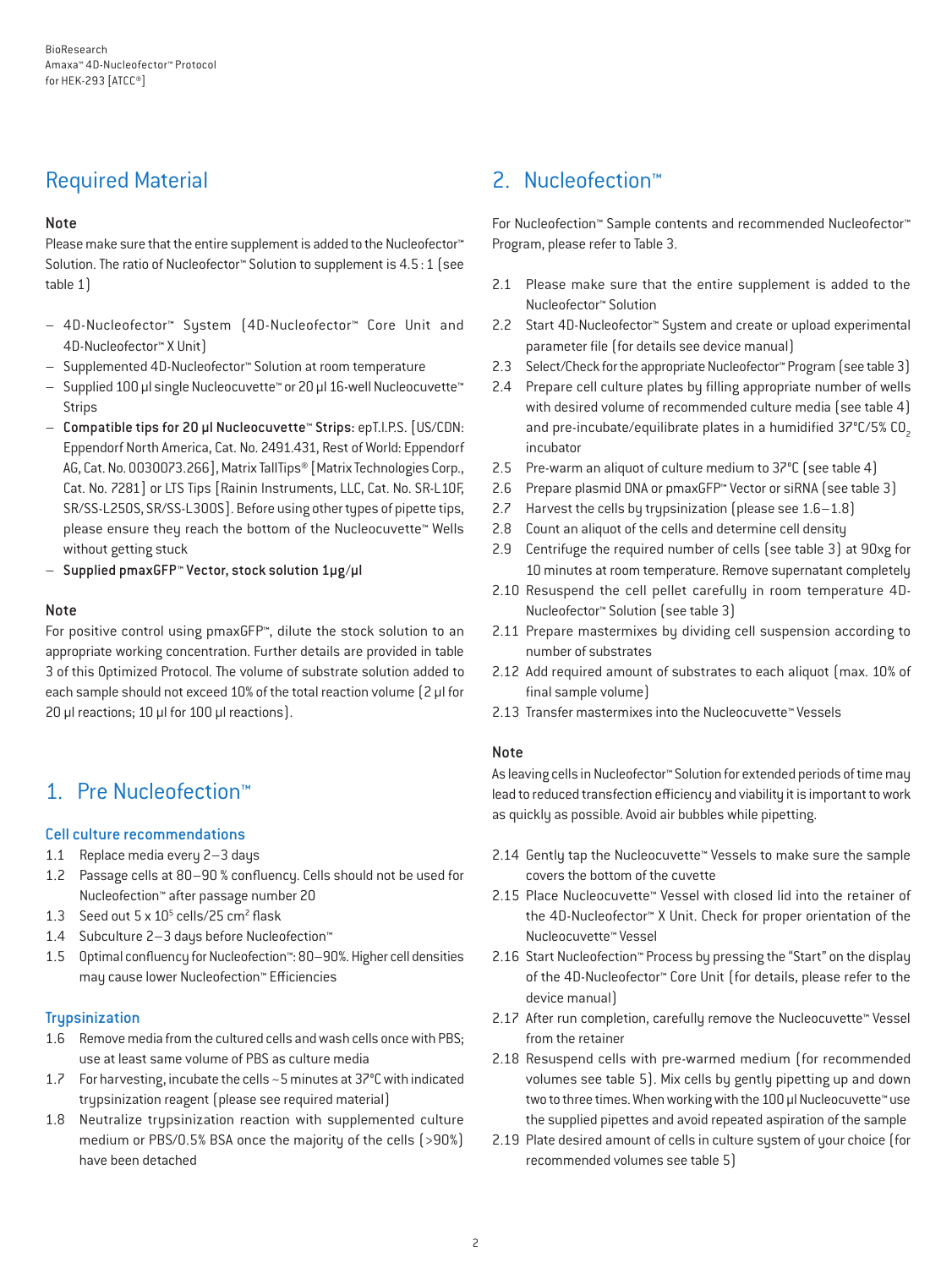## Required Material

### Note

Please make sure that the entire supplement is added to the Nucleofector™ Solution. The ratio of Nucleofector™ Solution to supplement is 4.5 : 1 (see table 1)

- 4D-Nucleofector™ System (4D-Nucleofector™ Core Unit and 4D-Nucleofector™ X Unit)
- Supplemented 4D-Nucleofector™ Solution at room temperature
- Supplied 100 µl single Nucleocuvette™ or 20 µl 16-well Nucleocuvette™ Strips
- **Compatible tips for 20 µl Nucleocuvette™ Strips:** epT.I.P.S. [US/CDN: Eppendorf North America, Cat. No. 2491.431, Rest of World: Eppendorf AG, Cat. No. 0030073.266], Matrix TallTips® [Matrix Technologies Corp., Cat. No. 7281] or LTS Tips [Rainin Instruments, LLC, Cat. No. SR-L10F, SR/SS-L250S, SR/SS-L300S]. Before using other types of pipette tips, please ensure they reach the bottom of the Nucleocuvette™ Wells without getting stuck
- Supplied pmaxGFP™ Vector, stock solution 1µg/µl

### Note

For positive control using pmaxGFP™, dilute the stock solution to an appropriate working concentration. Further details are provided in table 3 of this Optimized Protocol. The volume of substrate solution added to each sample should not exceed 10% of the total reaction volume (2 µl for 20 µl reactions; 10 µl for 100 µl reactions).

## 1. Pre Nucleofection™

### Cell culture recommendations

1.1 Replace media every 2–3 days
1.2 Passage cells at 80–90 % confluency. Cells should not be used for Nucleofection™ after passage number 20
1.3 Seed out 5 x $10^5$ cells/25 $cm^2$ flask
1.4 Subculture 2–3 days before Nucleofection™
1.5 Optimal confluency for Nucleofection™: 80–90%. Higher cell densities may cause lower Nucleofection™ Efficiencies

### Trypsinization

1.6 Remove media from the cultured cells and wash cells once with PBS; use at least same volume of PBS as culture media
1.7 For harvesting, incubate the cells ~5 minutes at 37°C with indicated trypsinization reagent (please see required material)
1.8 Neutralize trypsinization reaction with supplemented culture medium or PBS/0.5% BSA once the majority of the cells (>90%) have been detached

## 2. Nucleofection™

For Nucleofection™ Sample contents and recommended Nucleofector™ Program, please refer to Table 3.

2.1 Please make sure that the entire supplement is added to the Nucleofector™ Solution
2.2 Start 4D-Nucleofector™ System and create or upload experimental parameter file (for details see device manual)
2.3 Select/Check for the appropriate Nucleofector™ Program (see table 3)
2.4 Prepare cell culture plates by filling appropriate number of wells with desired volume of recommended culture media (see table 4) and pre-incubate/equilibrate plates in a humidified 37°C/5% $CO_2$ incubator
2.5 Pre-warm an aliquot of culture medium to 37°C (see table 4)
2.6 Prepare plasmid DNA or pmaxGFP™ Vector or siRNA (see table 3)
2.7 Harvest the cells by trypsinization (please see 1.6–1.8)
2.8 Count an aliquot of the cells and determine cell density
2.9 Centrifuge the required number of cells (see table 3) at 90xg for 10 minutes at room temperature. Remove supernatant completely
2.10 Resuspend the cell pellet carefully in room temperature 4D-Nucleofector™ Solution (see table 3)
2.11 Prepare mastermixes by dividing cell suspension according to number of substrates
2.12 Add required amount of substrates to each aliquot (max. 10% of final sample volume)
2.13 Transfer mastermixes into the Nucleocuvette™ Vessels

### Note

As leaving cells in Nucleofector™ Solution for extended periods of time may lead to reduced transfection efficiency and viability it is important to work as quickly as possible. Avoid air bubbles while pipetting.

2.14 Gently tap the Nucleocuvette™ Vessels to make sure the sample covers the bottom of the cuvette
2.15 Place Nucleocuvette™ Vessel with closed lid into the retainer of the 4D-Nucleofector™ X Unit. Check for proper orientation of the Nucleocuvette™ Vessel
2.16 Start Nucleofection™ Process by pressing the "Start" on the display of the 4D-Nucleofector™ Core Unit (for details, please refer to the device manual)
2.17 After run completion, carefully remove the Nucleocuvette™ Vessel from the retainer
2.18 Resuspend cells with pre-warmed medium (for recommended volumes see table 5). Mix cells by gently pipetting up and down two to three times. When working with the 100 µl Nucleocuvette™ use the supplied pipettes and avoid repeated aspiration of the sample
2.19 Plate desired amount of cells in culture system of your choice (for recommended volumes see table 5)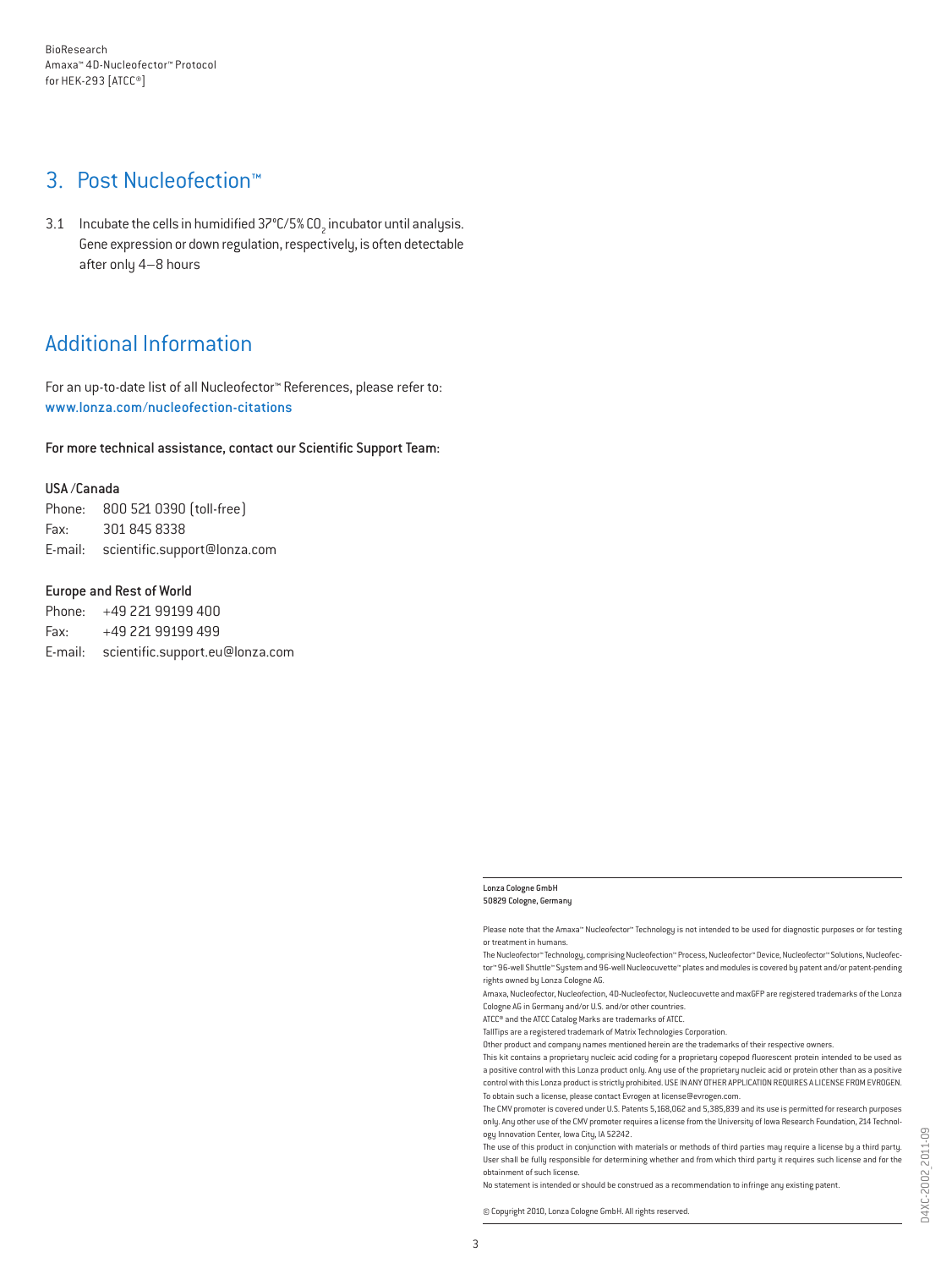## 3. Post Nucleofection™

3.1 Incubate the cells in humidified 37°C/5% $CO_2$ incubator until analysis. Gene expression or down regulation, respectively, is often detectable after only 4–8 hours

## Additional Information

For an up-to-date list of all Nucleofector™ References, please refer to:
www.lonza.com/nucleofection-citations

For more technical assistance, contact our Scientific Support Team:

**USA /Canada**
Phone: 800 521 0390 (toll-free)
Fax: 301 845 8338
E-mail: scientific.support@lonza.com

**Europe and Rest of World**
Phone: +49 221 99199 400
Fax: +49 221 99199 499
E-mail: scientific.support.eu@lonza.com

Lonza Cologne GmbH
50829 Cologne, Germany

Please note that the Amaxa™ Nucleofector™ Technology is not intended to be used for diagnostic purposes or for testing or treatment in humans.
The Nucleofector™ Technology, comprising Nucleofection™ Process, Nucleofector™ Device, Nucleofector™ Solutions, Nucleofector™ 96-well Shuttle™ System and 96-well Nucleocuvette™ plates and modules is covered by patent and/or patent-pending rights owned by Lonza Cologne AG.
Amaxa, Nucleofector, Nucleofection, 4D-Nucleofector, Nucleocuvette and maxGFP are registered trademarks of the Lonza Cologne AG in Germany and/or U.S. and/or other countries.
ATCC® and the ATCC Catalog Marks are trademarks of ATCC.
TallTips are a registered trademark of Matrix Technologies Corporation.
Other product and company names mentioned herein are the trademarks of their respective owners.
This kit contains a proprietary nucleic acid coding for a proprietary copepod fluorescent protein intended to be used as a positive control with this Lonza product only. Any use of the proprietary nucleic acid or protein other than as a positive control with this Lonza product is strictly prohibited. USE IN ANY OTHER APPLICATION REQUIRES A LICENSE FROM EVROGEN. To obtain such a license, please contact Evrogen at license@evrogen.com.
The CMV promoter is covered under U.S. Patents 5,168,062 and 5,385,839 and its use is permitted for research purposes only. Any other use of the CMV promoter requires a license from the University of Iowa Research Foundation, 214 Technology Innovation Center, Iowa City, IA 52242.
The use of this product in conjunction with materials or methods of third parties may require a license by a third party. User shall be fully responsible for determining whether and from which third party it requires such license and for the obtainment of such license.
No statement is intended or should be construed as a recommendation to infringe any existing patent.

© Copyright 2010, Lonza Cologne GmbH. All rights reserved.

D4XC-2002_2011-09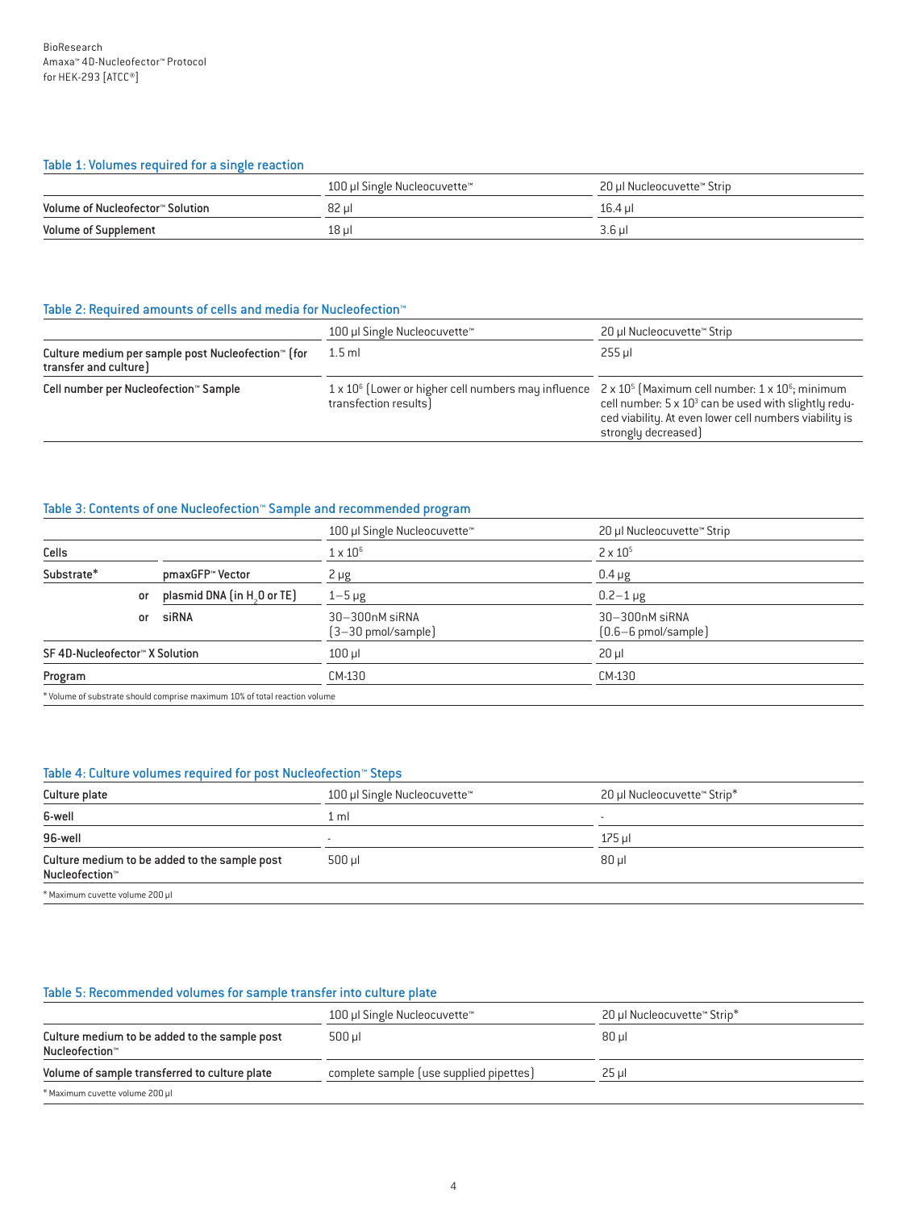### Table 1: Volumes required for a single reaction

| | 100 µl Single Nucleocuvette™ | 20 µl Nucleocuvette™ Strip |
|---|---|---|
| Volume of Nucleofector™ Solution | 82 µl | 16.4 µl |
| Volume of Supplement | 18 µl | 3.6 µl |

### Table 2: Required amounts of cells and media for Nucleofection™

| | 100 µl Single Nucleocuvette™ | 20 µl Nucleocuvette™ Strip |
|---|---|---|
| Culture medium per sample post Nucleofection™ (for transfer and culture) | 1.5 ml | 255 µl |
| Cell number per Nucleofection™ Sample | $1 \times 10^6$ (Lower or higher cell numbers may influence transfection results) | $2 \times 10^5$ (Maximum cell number: $1 \times 10^6$; minimum cell number: $5 \times 10^3$ can be used with slightly reduced viability. At even lower cell numbers viability is strongly decreased) |

### Table 3: Contents of one Nucleofection™ Sample and recommended program

| | | 100 µl Single Nucleocuvette™ | 20 µl Nucleocuvette™ Strip |
|---|---|---|---|
| Cells | | $1 \times 10^6$ | $2 \times 10^5$ |
| Substrate* | pmaxGFP™ Vector | 2 µg | 0.4 µg |
| or | plasmid DNA (in $H_2O$ or TE) | 1–5 µg | 0.2–1 µg |
| or | siRNA | 30–300nM siRNA (3–30 pmol/sample) | 30–300nM siRNA (0.6–6 pmol/sample) |
| SF 4D-Nucleofector™ X Solution | | 100 µl | 20 µl |
| Program | | CM-130 | CM-130 |

\* Volume of substrate should comprise maximum 10% of total reaction volume

### Table 4: Culture volumes required for post Nucleofection™ Steps

| Culture plate | 100 µl Single Nucleocuvette™ | 20 µl Nucleocuvette™ Strip* |
|---|---|---|
| 6-well | 1 ml | - |
| 96-well | - | 175 µl |
| Culture medium to be added to the sample post Nucleofection™ | 500 µl | 80 µl |

\* Maximum cuvette volume 200 µl

### Table 5: Recommended volumes for sample transfer into culture plate

| | 100 µl Single Nucleocuvette™ | 20 µl Nucleocuvette™ Strip* |
|---|---|---|
| Culture medium to be added to the sample post Nucleofection™ | 500 µl | 80 µl |
| Volume of sample transferred to culture plate | complete sample (use supplied pipettes) | 25 µl |

\* Maximum cuvette volume 200 µl